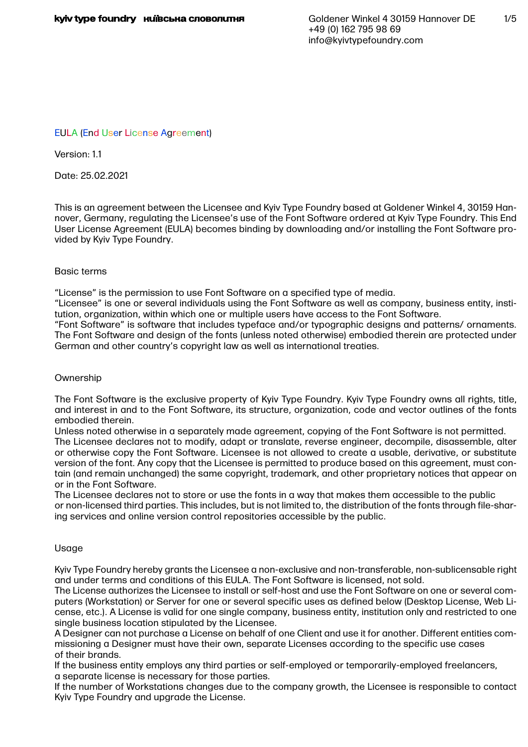kyiv type foundry   київська словолитня

Goldener Winkel 4 30159 Hannover DE
+49 (0) 162 795 98 69
info@kyivtypefoundry.com

# EULA (End User License Agreement)

Version: 1.1

Date: 25.02.2021

This is an agreement between the Licensee and Kyiv Type Foundry based at Goldener Winkel 4, 30159 Hannover, Germany, regulating the Licensee's use of the Font Software ordered at Kyiv Type Foundry. This End User License Agreement (EULA) becomes binding by downloading and/or installing the Font Software provided by Kyiv Type Foundry.

## Basic terms

"License" is the permission to use Font Software on a specified type of media.
"Licensee" is one or several individuals using the Font Software as well as company, business entity, institution, organization, within which one or multiple users have access to the Font Software.
"Font Software" is software that includes typeface and/or typographic designs and patterns/ ornaments. The Font Software and design of the fonts (unless noted otherwise) embodied therein are protected under German and other country's copyright law as well as international treaties.

## Ownership

The Font Software is the exclusive property of Kyiv Type Foundry. Kyiv Type Foundry owns all rights, title, and interest in and to the Font Software, its structure, organization, code and vector outlines of the fonts embodied therein.
Unless noted otherwise in a separately made agreement, copying of the Font Software is not permitted.
The Licensee declares not to modify, adapt or translate, reverse engineer, decompile, disassemble, alter or otherwise copy the Font Software. Licensee is not allowed to create a usable, derivative, or substitute version of the font. Any copy that the Licensee is permitted to produce based on this agreement, must contain (and remain unchanged) the same copyright, trademark, and other proprietary notices that appear on or in the Font Software.
The Licensee declares not to store or use the fonts in a way that makes them accessible to the public or non-licensed third parties. This includes, but is not limited to, the distribution of the fonts through file-sharing services and online version control repositories accessible by the public.

## Usage

Kyiv Type Foundry hereby grants the Licensee a non-exclusive and non-transferable, non-sublicensable right and under terms and conditions of this EULA. The Font Software is licensed, not sold.
The License authorizes the Licensee to install or self-host and use the Font Software on one or several computers (Workstation) or Server for one or several specific uses as defined below (Desktop License, Web License, etc.). A License is valid for one single company, business entity, institution only and restricted to one single business location stipulated by the Licensee.
A Designer can not purchase a License on behalf of one Client and use it for another. Different entities commissioning a Designer must have their own, separate Licenses according to the specific use cases of their brands.
If the business entity employs any third parties or self-employed or temporarily-employed freelancers, a separate license is necessary for those parties.
If the number of Workstations changes due to the company growth, the Licensee is responsible to contact Kyiv Type Foundry and upgrade the License.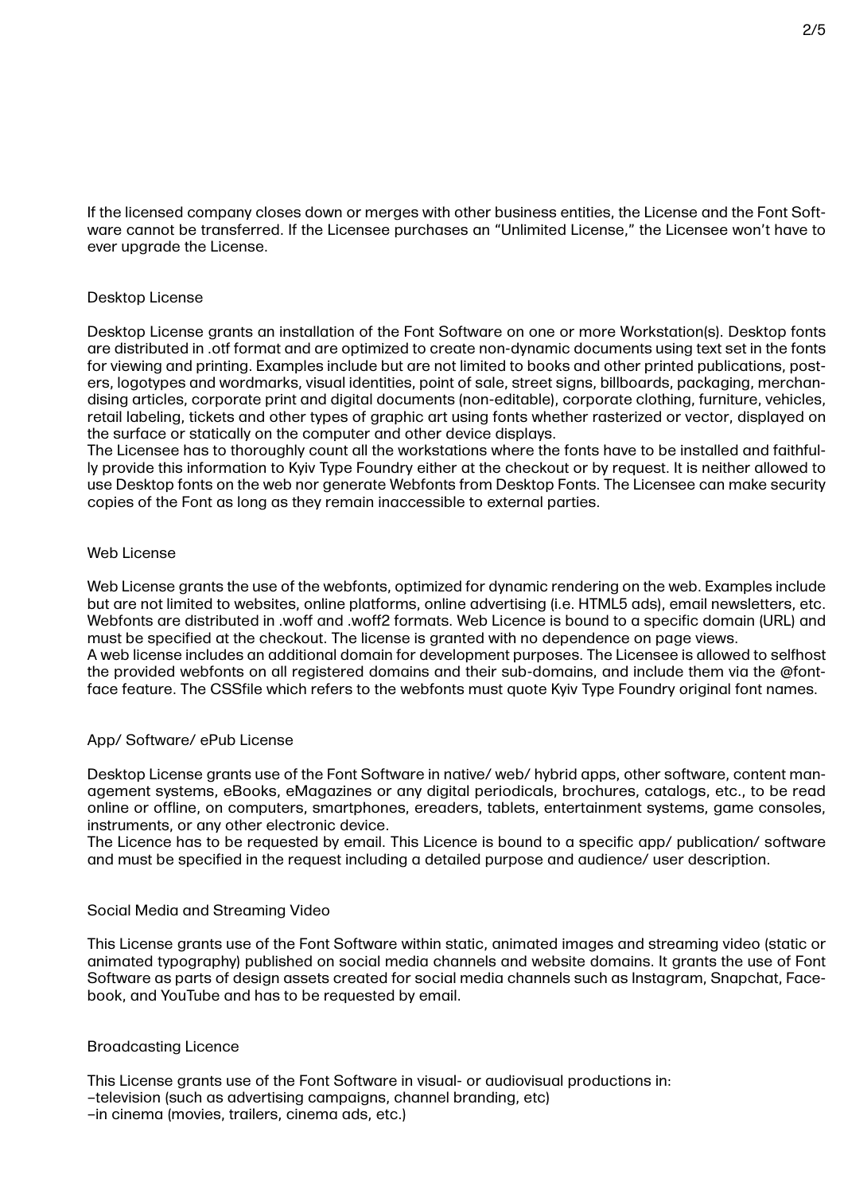If the licensed company closes down or merges with other business entities, the License and the Font Software cannot be transferred. If the Licensee purchases an "Unlimited License," the Licensee won't have to ever upgrade the License.

## Desktop License

Desktop License grants an installation of the Font Software on one or more Workstation(s). Desktop fonts are distributed in .otf format and are optimized to create non-dynamic documents using text set in the fonts for viewing and printing. Examples include but are not limited to books and other printed publications, posters, logotypes and wordmarks, visual identities, point of sale, street signs, billboards, packaging, merchandising articles, corporate print and digital documents (non-editable), corporate clothing, furniture, vehicles, retail labeling, tickets and other types of graphic art using fonts whether rasterized or vector, displayed on the surface or statically on the computer and other device displays.
The Licensee has to thoroughly count all the workstations where the fonts have to be installed and faithfully provide this information to Kyiv Type Foundry either at the checkout or by request. It is neither allowed to use Desktop fonts on the web nor generate Webfonts from Desktop Fonts. The Licensee can make security copies of the Font as long as they remain inaccessible to external parties.

## Web License

Web License grants the use of the webfonts, optimized for dynamic rendering on the web. Examples include but are not limited to websites, online platforms, online advertising (i.e. HTML5 ads), email newsletters, etc. Webfonts are distributed in .woff and .woff2 formats. Web Licence is bound to a specific domain (URL) and must be specified at the checkout. The license is granted with no dependence on page views.
A web license includes an additional domain for development purposes. The Licensee is allowed to selfhost the provided webfonts on all registered domains and their sub-domains, and include them via the @font-face feature. The CSSfile which refers to the webfonts must quote Kyiv Type Foundry original font names.

## App/ Software/ ePub License

Desktop License grants use of the Font Software in native/ web/ hybrid apps, other software, content management systems, eBooks, eMagazines or any digital periodicals, brochures, catalogs, etc., to be read online or offline, on computers, smartphones, ereaders, tablets, entertainment systems, game consoles, instruments, or any other electronic device.
The Licence has to be requested by email. This Licence is bound to a specific app/ publication/ software and must be specified in the request including a detailed purpose and audience/ user description.

## Social Media and Streaming Video

This License grants use of the Font Software within static, animated images and streaming video (static or animated typography) published on social media channels and website domains. It grants the use of Font Software as parts of design assets created for social media channels such as Instagram, Snapchat, Facebook, and YouTube and has to be requested by email.

## Broadcasting Licence

This License grants use of the Font Software in visual- or audiovisual productions in:
–television (such as advertising campaigns, channel branding, etc)
–in cinema (movies, trailers, cinema ads, etc.)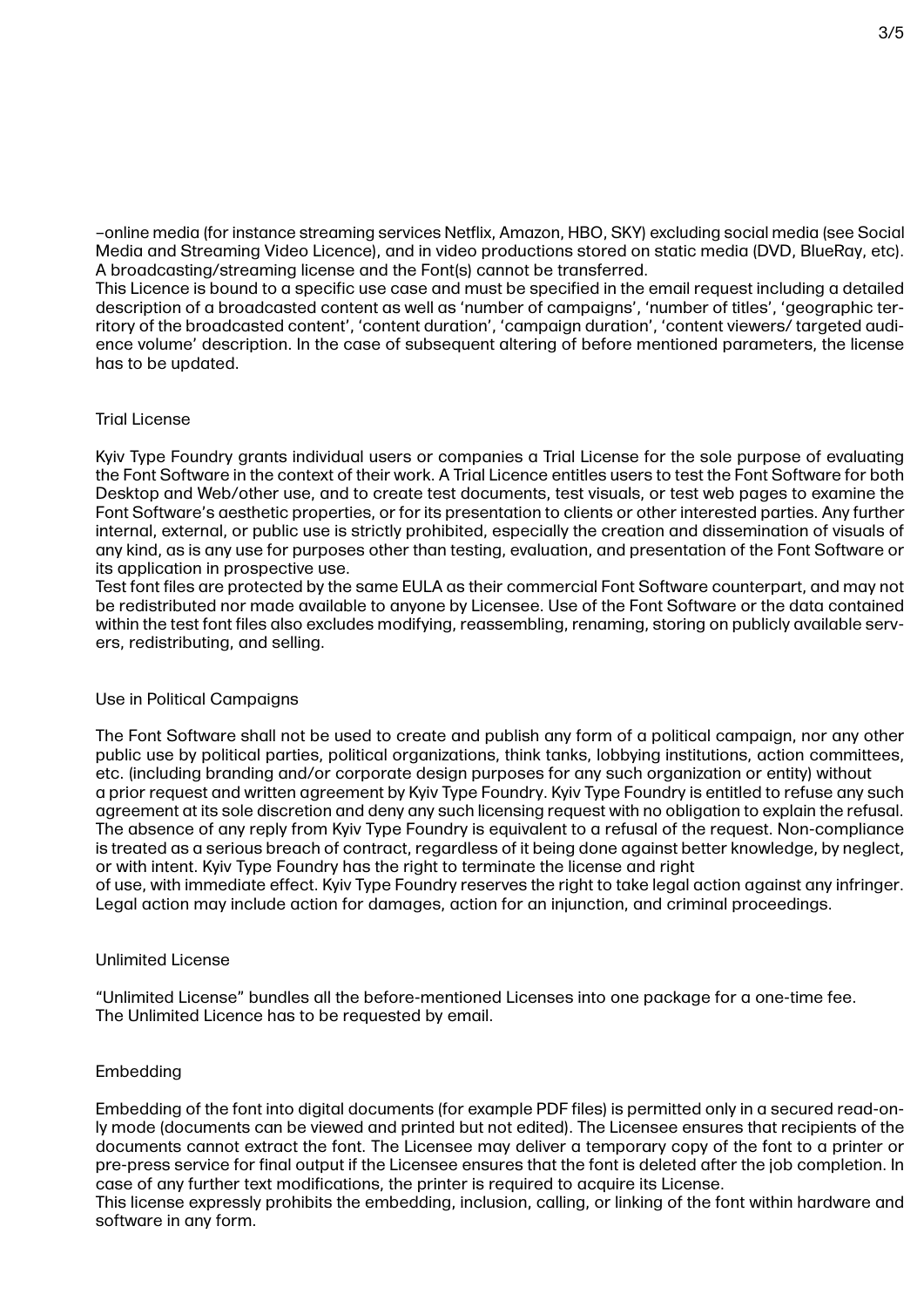–online media (for instance streaming services Netflix, Amazon, HBO, SKY) excluding social media (see Social Media and Streaming Video Licence), and in video productions stored on static media (DVD, BlueRay, etc). A broadcasting/streaming license and the Font(s) cannot be transferred.
This Licence is bound to a specific use case and must be specified in the email request including a detailed description of a broadcasted content as well as 'number of campaigns', 'number of titles', 'geographic territory of the broadcasted content', 'content duration', 'campaign duration', 'content viewers/ targeted audience volume' description. In the case of subsequent altering of before mentioned parameters, the license has to be updated.

## Trial License

Kyiv Type Foundry grants individual users or companies a Trial License for the sole purpose of evaluating the Font Software in the context of their work. A Trial Licence entitles users to test the Font Software for both Desktop and Web/other use, and to create test documents, test visuals, or test web pages to examine the Font Software's aesthetic properties, or for its presentation to clients or other interested parties. Any further internal, external, or public use is strictly prohibited, especially the creation and dissemination of visuals of any kind, as is any use for purposes other than testing, evaluation, and presentation of the Font Software or its application in prospective use.
Test font files are protected by the same EULA as their commercial Font Software counterpart, and may not be redistributed nor made available to anyone by Licensee. Use of the Font Software or the data contained within the test font files also excludes modifying, reassembling, renaming, storing on publicly available servers, redistributing, and selling.

## Use in Political Campaigns

The Font Software shall not be used to create and publish any form of a political campaign, nor any other public use by political parties, political organizations, think tanks, lobbying institutions, action committees, etc. (including branding and/or corporate design purposes for any such organization or entity) without a prior request and written agreement by Kyiv Type Foundry. Kyiv Type Foundry is entitled to refuse any such agreement at its sole discretion and deny any such licensing request with no obligation to explain the refusal. The absence of any reply from Kyiv Type Foundry is equivalent to a refusal of the request. Non-compliance is treated as a serious breach of contract, regardless of it being done against better knowledge, by neglect, or with intent. Kyiv Type Foundry has the right to terminate the license and right of use, with immediate effect. Kyiv Type Foundry reserves the right to take legal action against any infringer. Legal action may include action for damages, action for an injunction, and criminal proceedings.

## Unlimited License

"Unlimited License" bundles all the before-mentioned Licenses into one package for a one-time fee.
The Unlimited Licence has to be requested by email.

## Embedding

Embedding of the font into digital documents (for example PDF files) is permitted only in a secured read-only mode (documents can be viewed and printed but not edited). The Licensee ensures that recipients of the documents cannot extract the font. The Licensee may deliver a temporary copy of the font to a printer or pre-press service for final output if the Licensee ensures that the font is deleted after the job completion. In case of any further text modifications, the printer is required to acquire its License.
This license expressly prohibits the embedding, inclusion, calling, or linking of the font within hardware and software in any form.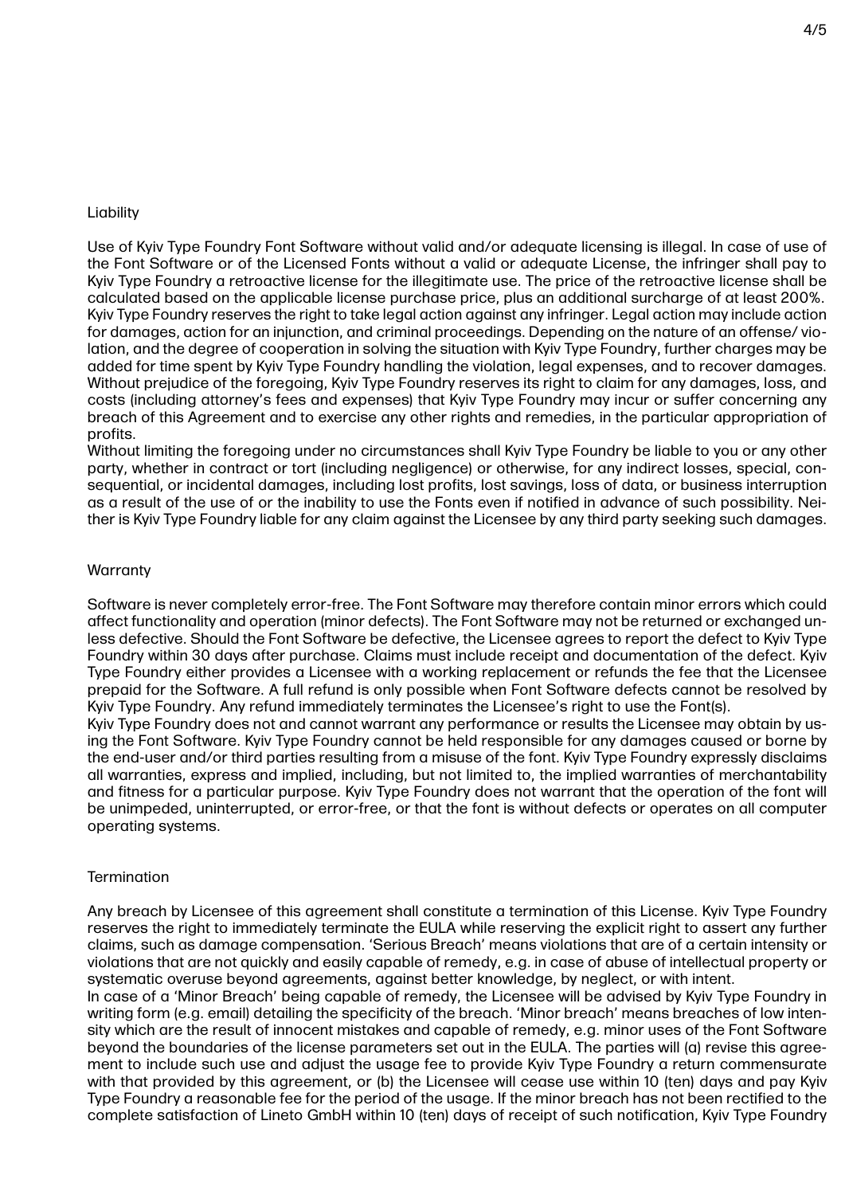## Liability

Use of Kyiv Type Foundry Font Software without valid and/or adequate licensing is illegal. In case of use of the Font Software or of the Licensed Fonts without a valid or adequate License, the infringer shall pay to Kyiv Type Foundry a retroactive license for the illegitimate use. The price of the retroactive license shall be calculated based on the applicable license purchase price, plus an additional surcharge of at least 200%. Kyiv Type Foundry reserves the right to take legal action against any infringer. Legal action may include action for damages, action for an injunction, and criminal proceedings. Depending on the nature of an offense/ violation, and the degree of cooperation in solving the situation with Kyiv Type Foundry, further charges may be added for time spent by Kyiv Type Foundry handling the violation, legal expenses, and to recover damages. Without prejudice of the foregoing, Kyiv Type Foundry reserves its right to claim for any damages, loss, and costs (including attorney's fees and expenses) that Kyiv Type Foundry may incur or suffer concerning any breach of this Agreement and to exercise any other rights and remedies, in the particular appropriation of profits.
Without limiting the foregoing under no circumstances shall Kyiv Type Foundry be liable to you or any other party, whether in contract or tort (including negligence) or otherwise, for any indirect losses, special, consequential, or incidental damages, including lost profits, lost savings, loss of data, or business interruption as a result of the use of or the inability to use the Fonts even if notified in advance of such possibility. Neither is Kyiv Type Foundry liable for any claim against the Licensee by any third party seeking such damages.

## Warranty

Software is never completely error-free. The Font Software may therefore contain minor errors which could affect functionality and operation (minor defects). The Font Software may not be returned or exchanged unless defective. Should the Font Software be defective, the Licensee agrees to report the defect to Kyiv Type Foundry within 30 days after purchase. Claims must include receipt and documentation of the defect. Kyiv Type Foundry either provides a Licensee with a working replacement or refunds the fee that the Licensee prepaid for the Software. A full refund is only possible when Font Software defects cannot be resolved by Kyiv Type Foundry. Any refund immediately terminates the Licensee's right to use the Font(s).
Kyiv Type Foundry does not and cannot warrant any performance or results the Licensee may obtain by using the Font Software. Kyiv Type Foundry cannot be held responsible for any damages caused or borne by the end-user and/or third parties resulting from a misuse of the font. Kyiv Type Foundry expressly disclaims all warranties, express and implied, including, but not limited to, the implied warranties of merchantability and fitness for a particular purpose. Kyiv Type Foundry does not warrant that the operation of the font will be unimpeded, uninterrupted, or error-free, or that the font is without defects or operates on all computer operating systems.

## Termination

Any breach by Licensee of this agreement shall constitute a termination of this License. Kyiv Type Foundry reserves the right to immediately terminate the EULA while reserving the explicit right to assert any further claims, such as damage compensation. 'Serious Breach' means violations that are of a certain intensity or violations that are not quickly and easily capable of remedy, e.g. in case of abuse of intellectual property or systematic overuse beyond agreements, against better knowledge, by neglect, or with intent.
In case of a 'Minor Breach' being capable of remedy, the Licensee will be advised by Kyiv Type Foundry in writing form (e.g. email) detailing the specificity of the breach. 'Minor breach' means breaches of low intensity which are the result of innocent mistakes and capable of remedy, e.g. minor uses of the Font Software beyond the boundaries of the license parameters set out in the EULA. The parties will (a) revise this agreement to include such use and adjust the usage fee to provide Kyiv Type Foundry a return commensurate with that provided by this agreement, or (b) the Licensee will cease use within 10 (ten) days and pay Kyiv Type Foundry a reasonable fee for the period of the usage. If the minor breach has not been rectified to the complete satisfaction of Lineto GmbH within 10 (ten) days of receipt of such notification, Kyiv Type Foundry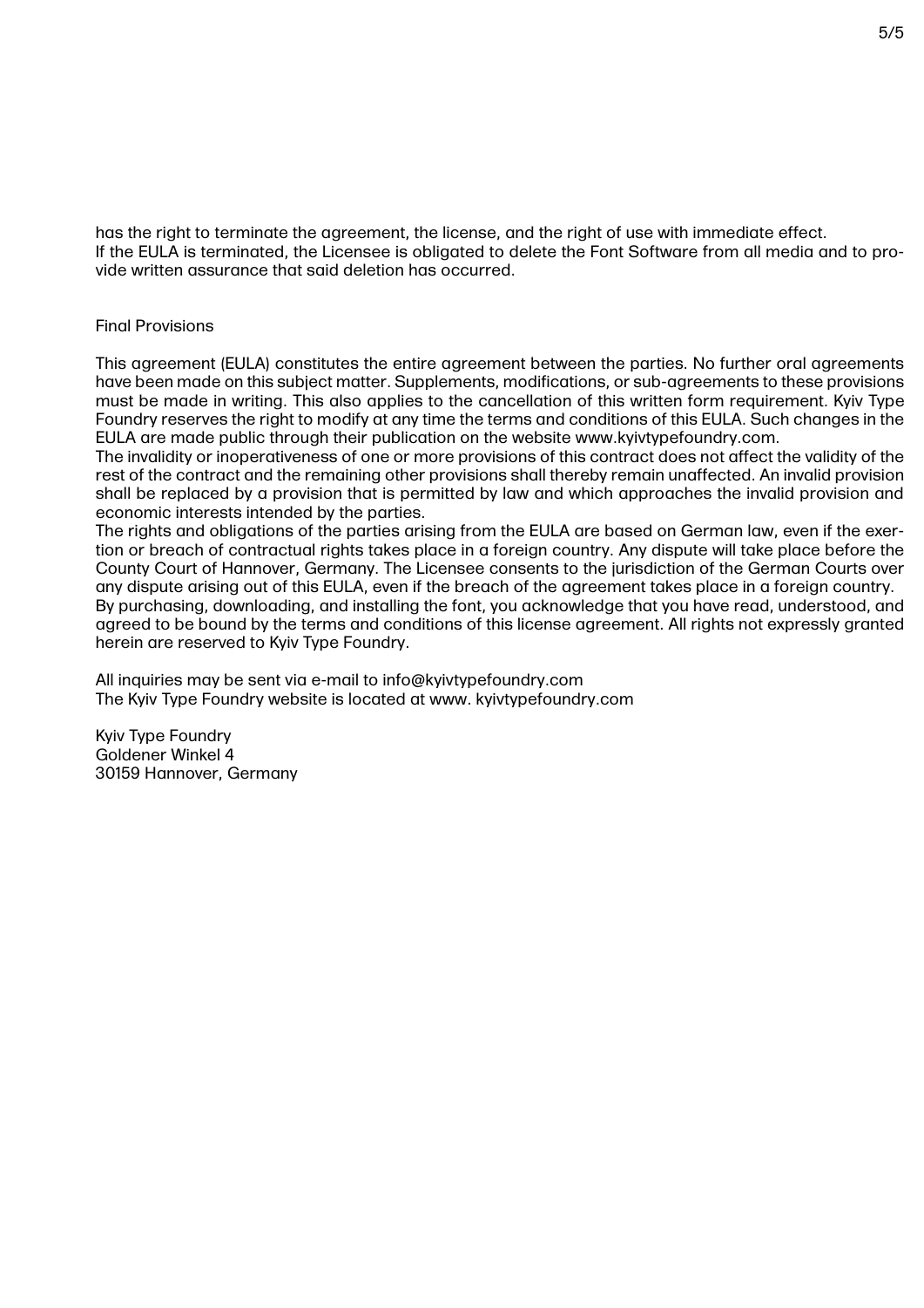has the right to terminate the agreement, the license, and the right of use with immediate effect.
If the EULA is terminated, the Licensee is obligated to delete the Font Software from all media and to provide written assurance that said deletion has occurred.

## Final Provisions

This agreement (EULA) constitutes the entire agreement between the parties. No further oral agreements have been made on this subject matter. Supplements, modifications, or sub-agreements to these provisions must be made in writing. This also applies to the cancellation of this written form requirement. Kyiv Type Foundry reserves the right to modify at any time the terms and conditions of this EULA. Such changes in the EULA are made public through their publication on the website www.kyivtypefoundry.com.
The invalidity or inoperativeness of one or more provisions of this contract does not affect the validity of the rest of the contract and the remaining other provisions shall thereby remain unaffected. An invalid provision shall be replaced by a provision that is permitted by law and which approaches the invalid provision and economic interests intended by the parties.
The rights and obligations of the parties arising from the EULA are based on German law, even if the exertion or breach of contractual rights takes place in a foreign country. Any dispute will take place before the County Court of Hannover, Germany. The Licensee consents to the jurisdiction of the German Courts over any dispute arising out of this EULA, even if the breach of the agreement takes place in a foreign country.
By purchasing, downloading, and installing the font, you acknowledge that you have read, understood, and agreed to be bound by the terms and conditions of this license agreement. All rights not expressly granted herein are reserved to Kyiv Type Foundry.

All inquiries may be sent via e-mail to info@kyivtypefoundry.com
The Kyiv Type Foundry website is located at www. kyivtypefoundry.com

Kyiv Type Foundry
Goldener Winkel 4
30159 Hannover, Germany